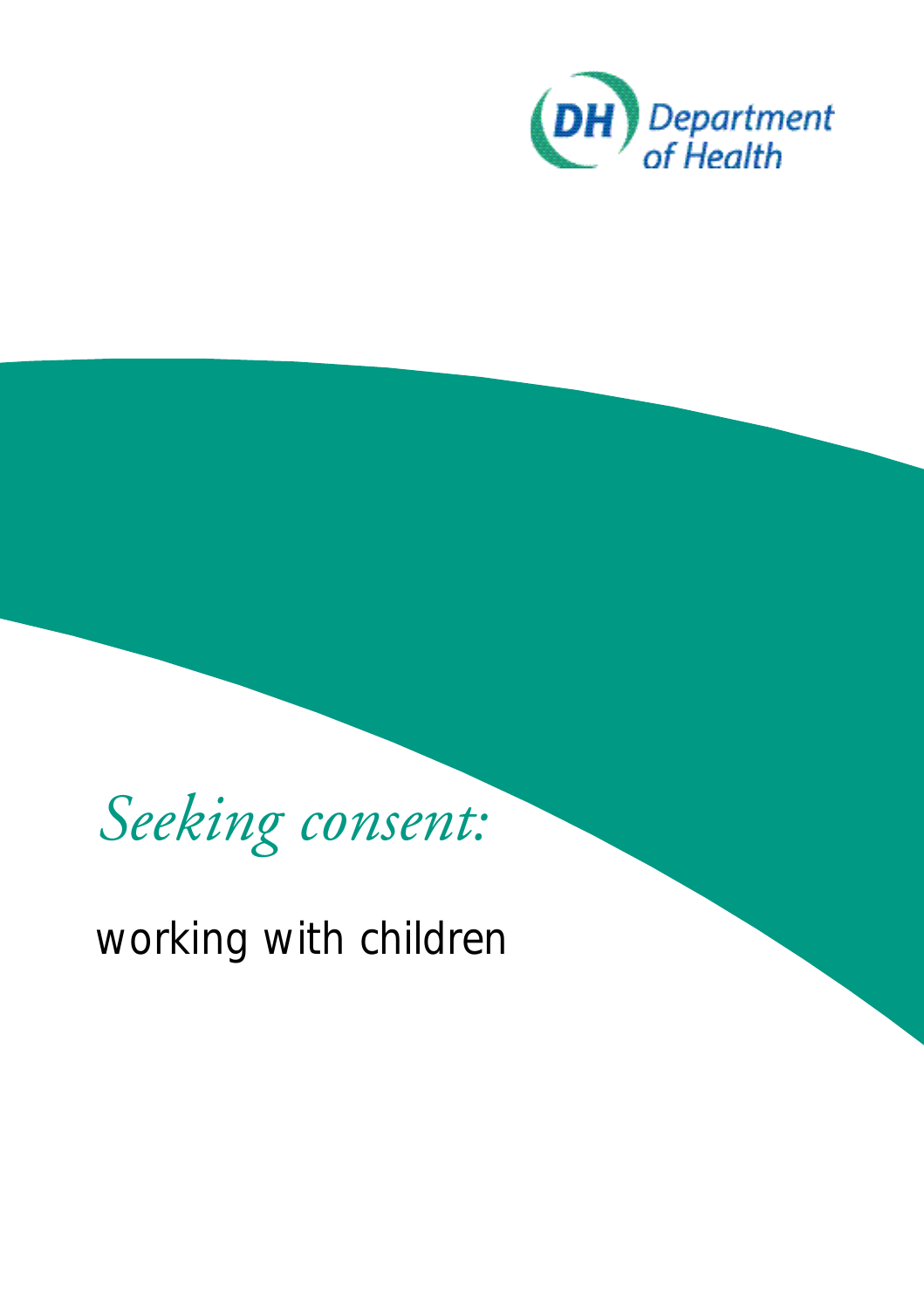DH Department of Health

# *Seeking consent:*

## working with children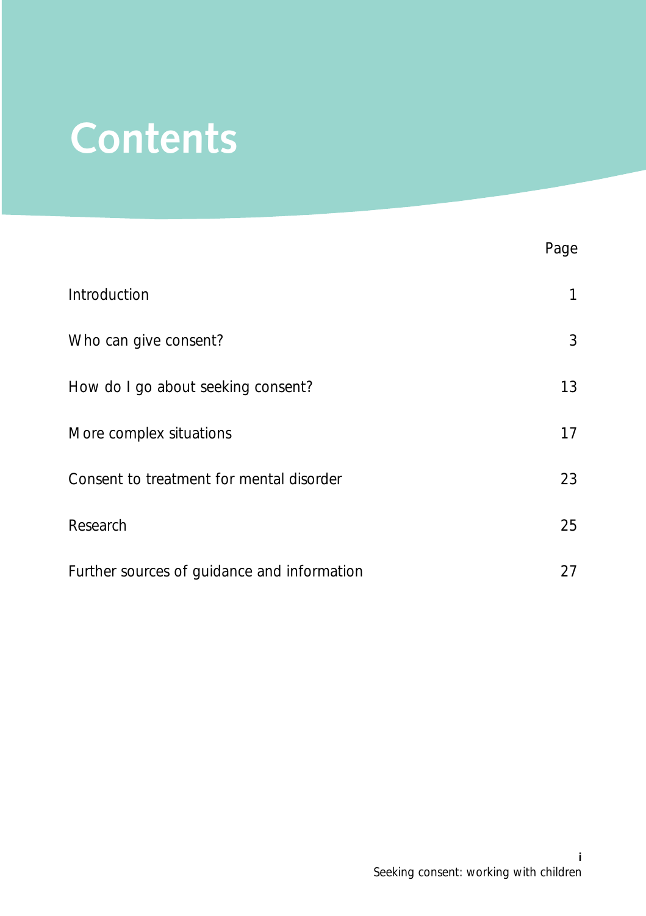# Contents

| | Page |
|---|---|
| Introduction | 1 |
| Who can give consent? | 3 |
| How do I go about seeking consent? | 13 |
| More complex situations | 17 |
| Consent to treatment for mental disorder | 23 |
| Research | 25 |
| Further sources of guidance and information | 27 |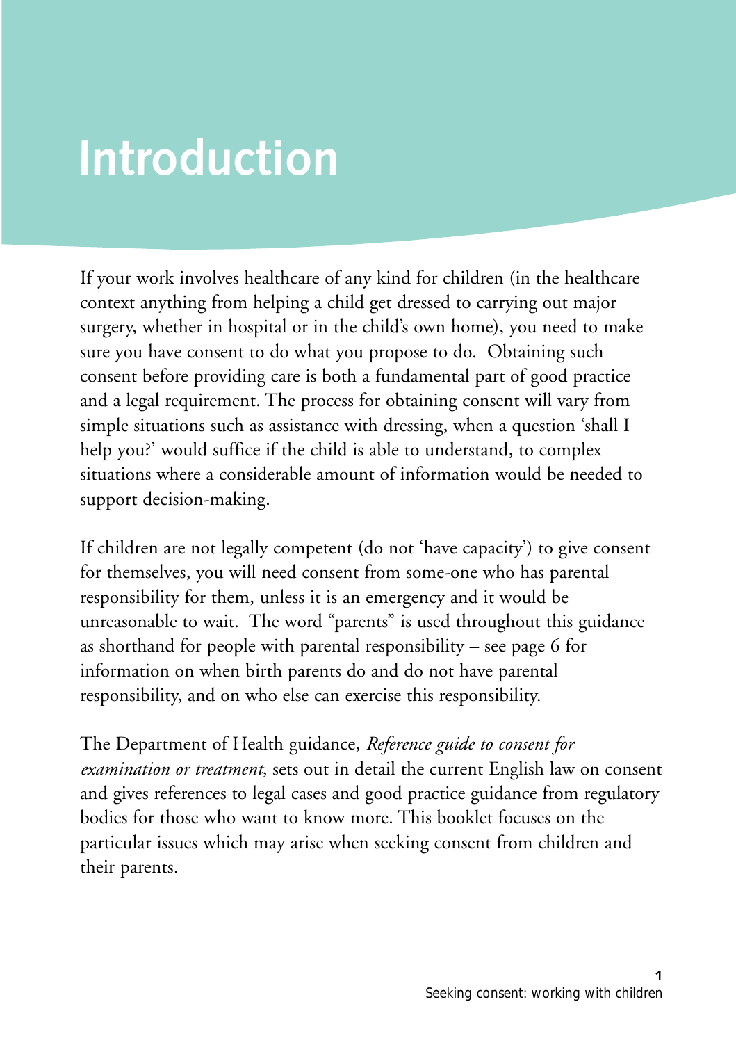# Introduction

If your work involves healthcare of any kind for children (in the healthcare context anything from helping a child get dressed to carrying out major surgery, whether in hospital or in the child's own home), you need to make sure you have consent to do what you propose to do. Obtaining such consent before providing care is both a fundamental part of good practice and a legal requirement. The process for obtaining consent will vary from simple situations such as assistance with dressing, when a question 'shall I help you?' would suffice if the child is able to understand, to complex situations where a considerable amount of information would be needed to support decision-making.

If children are not legally competent (do not 'have capacity') to give consent for themselves, you will need consent from some-one who has parental responsibility for them, unless it is an emergency and it would be unreasonable to wait. The word "parents" is used throughout this guidance as shorthand for people with parental responsibility – see page 6 for information on when birth parents do and do not have parental responsibility, and on who else can exercise this responsibility.

The Department of Health guidance, *Reference guide to consent for examination or treatment*, sets out in detail the current English law on consent and gives references to legal cases and good practice guidance from regulatory bodies for those who want to know more. This booklet focuses on the particular issues which may arise when seeking consent from children and their parents.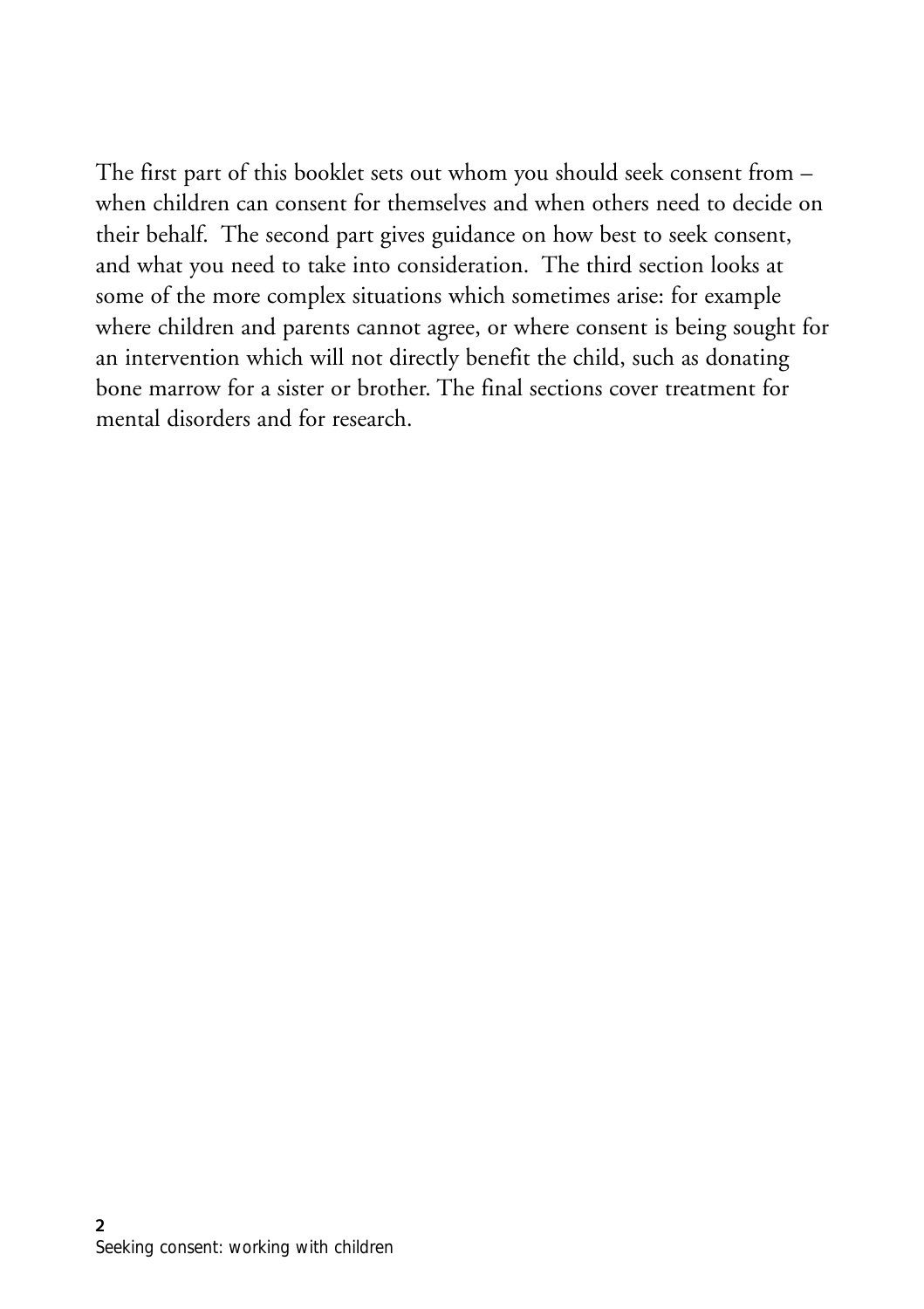The first part of this booklet sets out whom you should seek consent from – when children can consent for themselves and when others need to decide on their behalf. The second part gives guidance on how best to seek consent, and what you need to take into consideration. The third section looks at some of the more complex situations which sometimes arise: for example where children and parents cannot agree, or where consent is being sought for an intervention which will not directly benefit the child, such as donating bone marrow for a sister or brother. The final sections cover treatment for mental disorders and for research.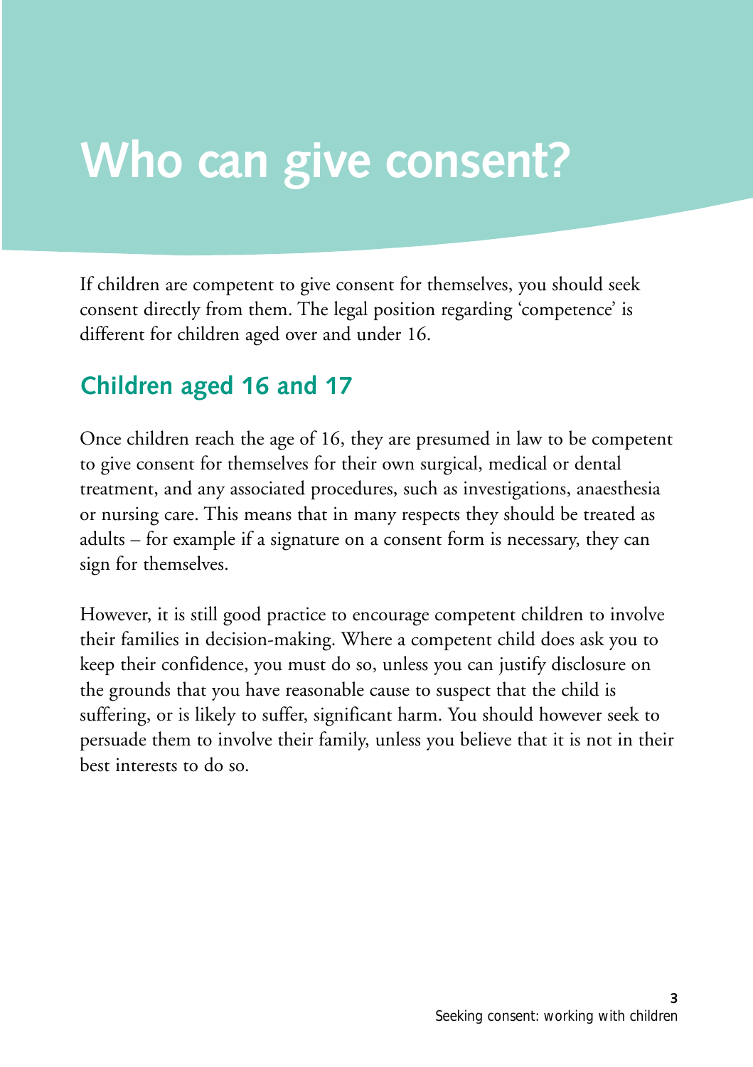# Who can give consent?

If children are competent to give consent for themselves, you should seek consent directly from them. The legal position regarding 'competence' is different for children aged over and under 16.

## Children aged 16 and 17

Once children reach the age of 16, they are presumed in law to be competent to give consent for themselves for their own surgical, medical or dental treatment, and any associated procedures, such as investigations, anaesthesia or nursing care. This means that in many respects they should be treated as adults – for example if a signature on a consent form is necessary, they can sign for themselves.

However, it is still good practice to encourage competent children to involve their families in decision-making. Where a competent child does ask you to keep their confidence, you must do so, unless you can justify disclosure on the grounds that you have reasonable cause to suspect that the child is suffering, or is likely to suffer, significant harm. You should however seek to persuade them to involve their family, unless you believe that it is not in their best interests to do so.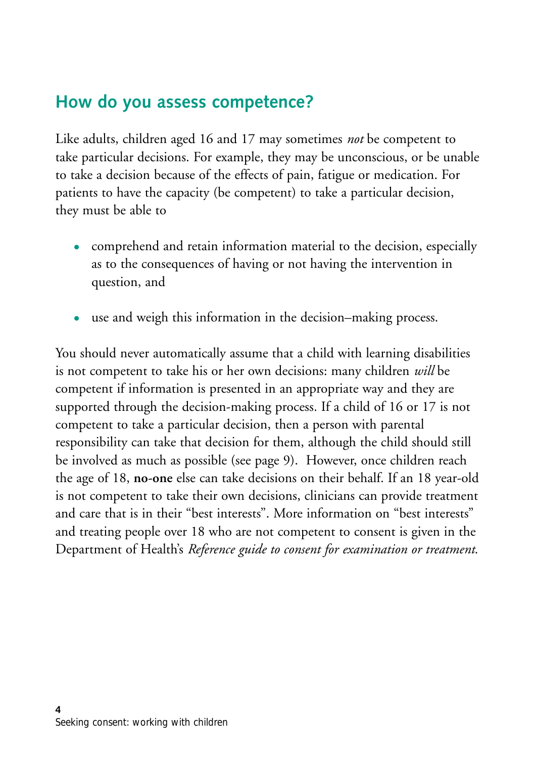## How do you assess competence?

Like adults, children aged 16 and 17 may sometimes *not* be competent to take particular decisions. For example, they may be unconscious, or be unable to take a decision because of the effects of pain, fatigue or medication. For patients to have the capacity (be competent) to take a particular decision, they must be able to

- comprehend and retain information material to the decision, especially as to the consequences of having or not having the intervention in question, and
- use and weigh this information in the decision–making process.

You should never automatically assume that a child with learning disabilities is not competent to take his or her own decisions: many children *will* be competent if information is presented in an appropriate way and they are supported through the decision-making process. If a child of 16 or 17 is not competent to take a particular decision, then a person with parental responsibility can take that decision for them, although the child should still be involved as much as possible (see page 9). However, once children reach the age of 18, **no-one** else can take decisions on their behalf. If an 18 year-old is not competent to take their own decisions, clinicians can provide treatment and care that is in their "best interests". More information on "best interests" and treating people over 18 who are not competent to consent is given in the Department of Health's *Reference guide to consent for examination or treatment*.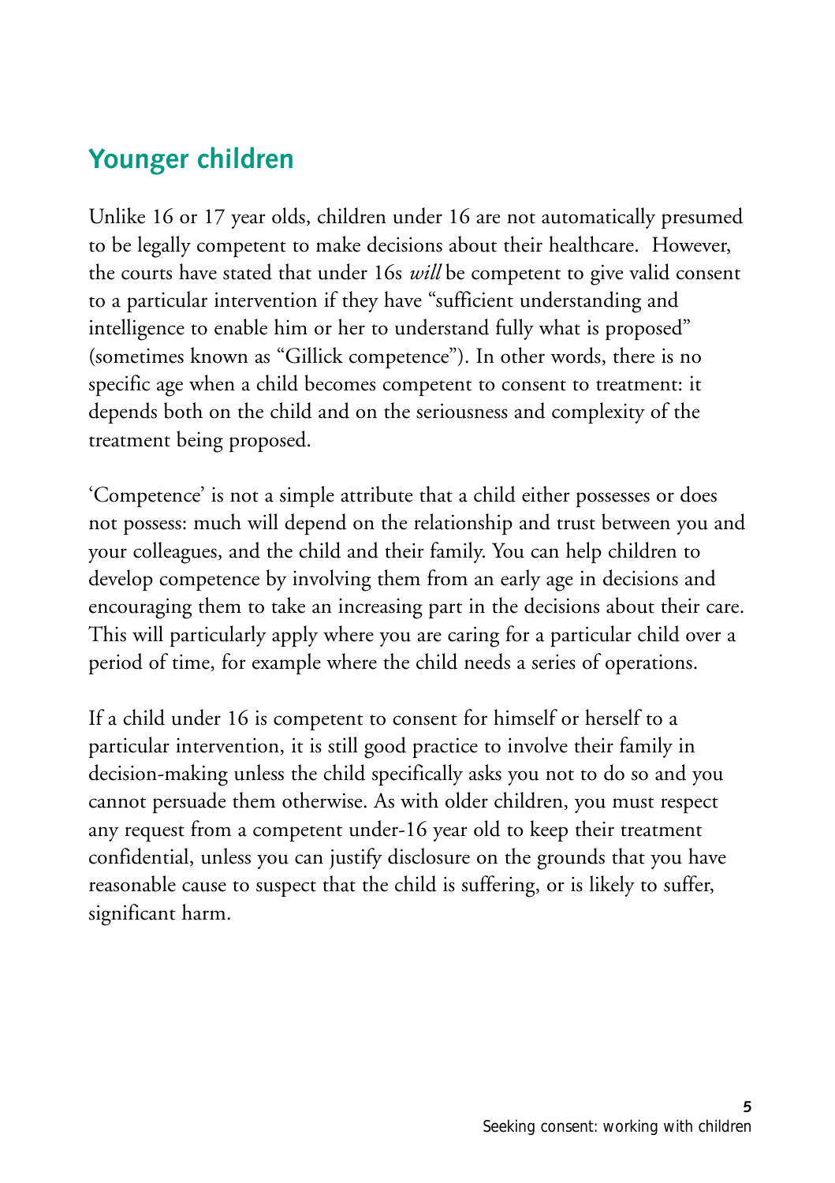## Younger children

Unlike 16 or 17 year olds, children under 16 are not automatically presumed to be legally competent to make decisions about their healthcare. However, the courts have stated that under 16s *will* be competent to give valid consent to a particular intervention if they have "sufficient understanding and intelligence to enable him or her to understand fully what is proposed" (sometimes known as "Gillick competence"). In other words, there is no specific age when a child becomes competent to consent to treatment: it depends both on the child and on the seriousness and complexity of the treatment being proposed.

'Competence' is not a simple attribute that a child either possesses or does not possess: much will depend on the relationship and trust between you and your colleagues, and the child and their family. You can help children to develop competence by involving them from an early age in decisions and encouraging them to take an increasing part in the decisions about their care. This will particularly apply where you are caring for a particular child over a period of time, for example where the child needs a series of operations.

If a child under 16 is competent to consent for himself or herself to a particular intervention, it is still good practice to involve their family in decision-making unless the child specifically asks you not to do so and you cannot persuade them otherwise. As with older children, you must respect any request from a competent under-16 year old to keep their treatment confidential, unless you can justify disclosure on the grounds that you have reasonable cause to suspect that the child is suffering, or is likely to suffer, significant harm.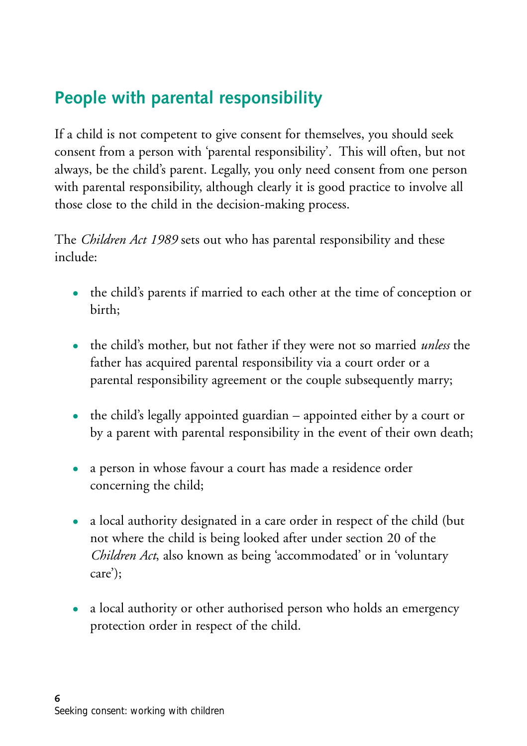## People with parental responsibility

If a child is not competent to give consent for themselves, you should seek consent from a person with 'parental responsibility'. This will often, but not always, be the child's parent. Legally, you only need consent from one person with parental responsibility, although clearly it is good practice to involve all those close to the child in the decision-making process.

The *Children Act 1989* sets out who has parental responsibility and these include:

- the child's parents if married to each other at the time of conception or birth;
- the child's mother, but not father if they were not so married *unless* the father has acquired parental responsibility via a court order or a parental responsibility agreement or the couple subsequently marry;
- the child's legally appointed guardian – appointed either by a court or by a parent with parental responsibility in the event of their own death;
- a person in whose favour a court has made a residence order concerning the child;
- a local authority designated in a care order in respect of the child (but not where the child is being looked after under section 20 of the *Children Act*, also known as being 'accommodated' or in 'voluntary care');
- a local authority or other authorised person who holds an emergency protection order in respect of the child.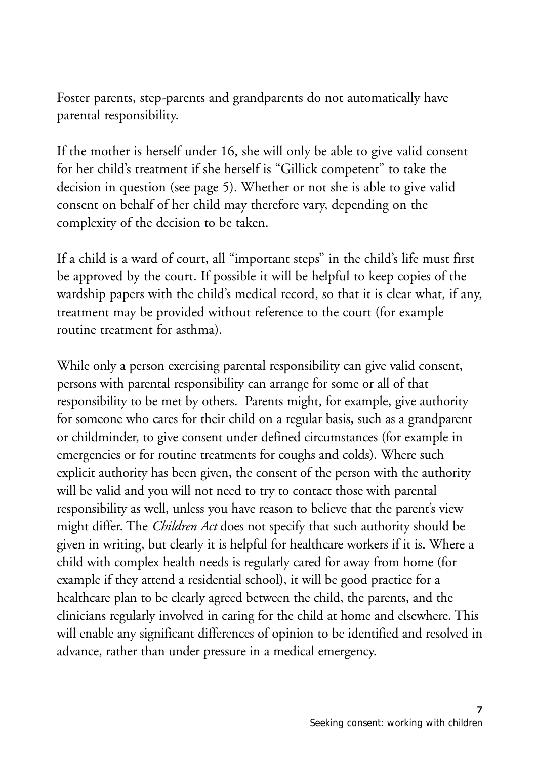Foster parents, step-parents and grandparents do not automatically have parental responsibility.

If the mother is herself under 16, she will only be able to give valid consent for her child's treatment if she herself is "Gillick competent" to take the decision in question (see page 5). Whether or not she is able to give valid consent on behalf of her child may therefore vary, depending on the complexity of the decision to be taken.

If a child is a ward of court, all "important steps" in the child's life must first be approved by the court. If possible it will be helpful to keep copies of the wardship papers with the child's medical record, so that it is clear what, if any, treatment may be provided without reference to the court (for example routine treatment for asthma).

While only a person exercising parental responsibility can give valid consent, persons with parental responsibility can arrange for some or all of that responsibility to be met by others. Parents might, for example, give authority for someone who cares for their child on a regular basis, such as a grandparent or childminder, to give consent under defined circumstances (for example in emergencies or for routine treatments for coughs and colds). Where such explicit authority has been given, the consent of the person with the authority will be valid and you will not need to try to contact those with parental responsibility as well, unless you have reason to believe that the parent's view might differ. The *Children Act* does not specify that such authority should be given in writing, but clearly it is helpful for healthcare workers if it is. Where a child with complex health needs is regularly cared for away from home (for example if they attend a residential school), it will be good practice for a healthcare plan to be clearly agreed between the child, the parents, and the clinicians regularly involved in caring for the child at home and elsewhere. This will enable any significant differences of opinion to be identified and resolved in advance, rather than under pressure in a medical emergency.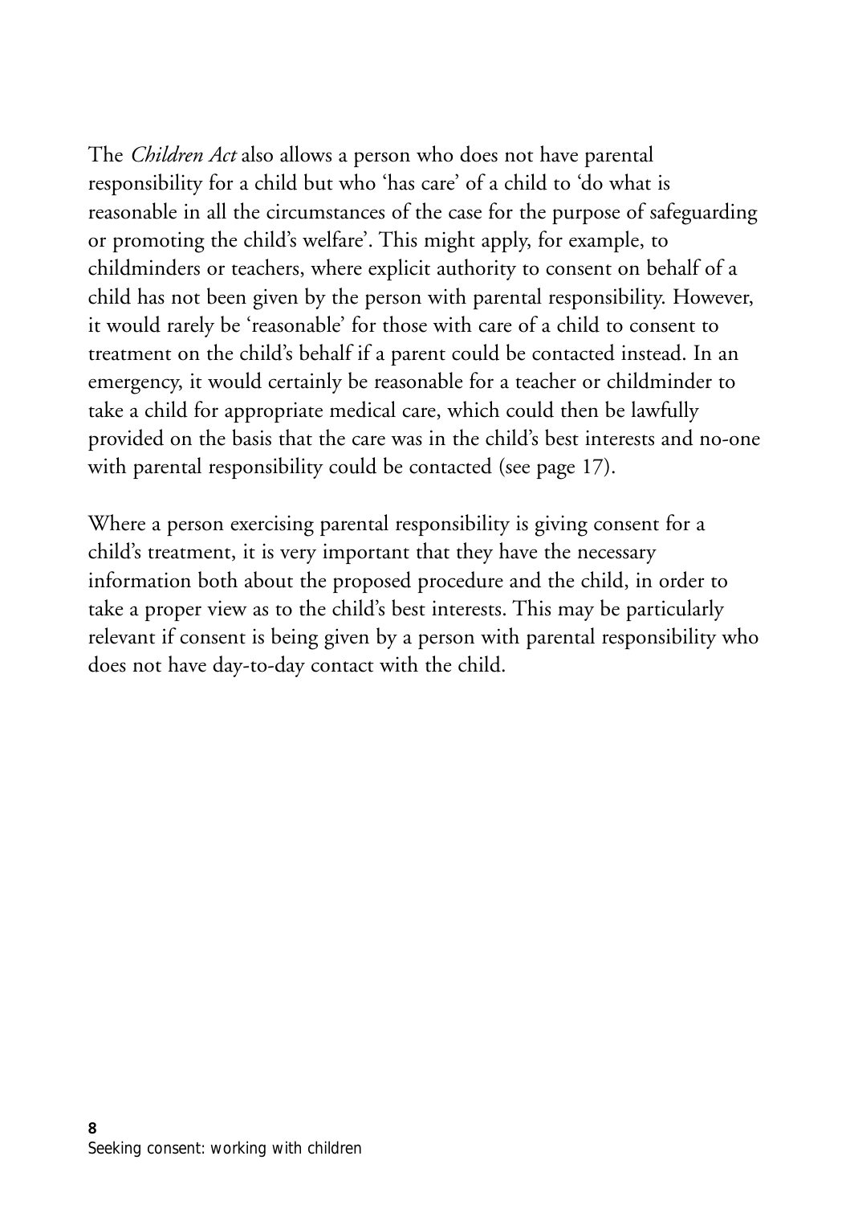The *Children Act* also allows a person who does not have parental responsibility for a child but who 'has care' of a child to 'do what is reasonable in all the circumstances of the case for the purpose of safeguarding or promoting the child's welfare'. This might apply, for example, to childminders or teachers, where explicit authority to consent on behalf of a child has not been given by the person with parental responsibility. However, it would rarely be 'reasonable' for those with care of a child to consent to treatment on the child's behalf if a parent could be contacted instead. In an emergency, it would certainly be reasonable for a teacher or childminder to take a child for appropriate medical care, which could then be lawfully provided on the basis that the care was in the child's best interests and no-one with parental responsibility could be contacted (see page 17).

Where a person exercising parental responsibility is giving consent for a child's treatment, it is very important that they have the necessary information both about the proposed procedure and the child, in order to take a proper view as to the child's best interests. This may be particularly relevant if consent is being given by a person with parental responsibility who does not have day-to-day contact with the child.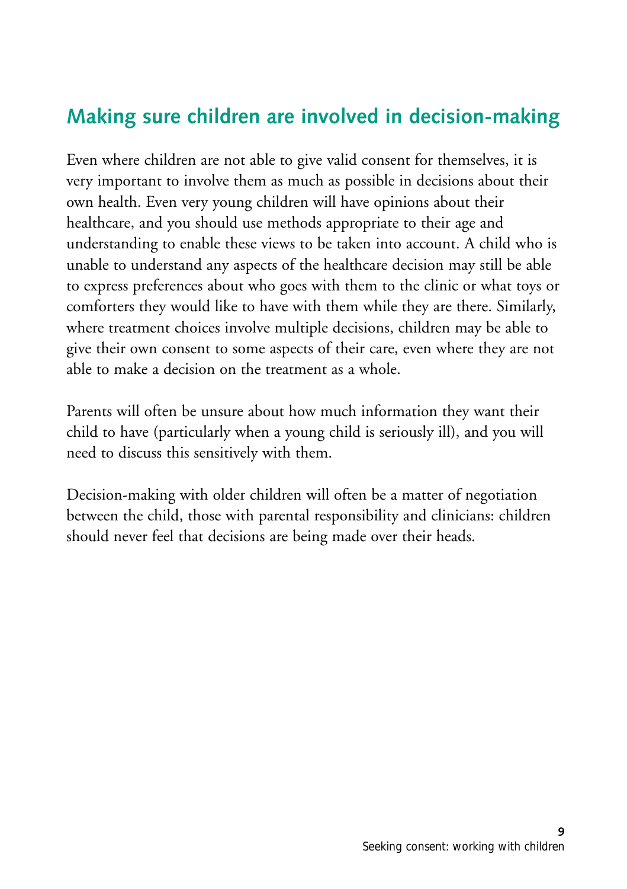## Making sure children are involved in decision-making

Even where children are not able to give valid consent for themselves, it is very important to involve them as much as possible in decisions about their own health. Even very young children will have opinions about their healthcare, and you should use methods appropriate to their age and understanding to enable these views to be taken into account. A child who is unable to understand any aspects of the healthcare decision may still be able to express preferences about who goes with them to the clinic or what toys or comforters they would like to have with them while they are there. Similarly, where treatment choices involve multiple decisions, children may be able to give their own consent to some aspects of their care, even where they are not able to make a decision on the treatment as a whole.

Parents will often be unsure about how much information they want their child to have (particularly when a young child is seriously ill), and you will need to discuss this sensitively with them.

Decision-making with older children will often be a matter of negotiation between the child, those with parental responsibility and clinicians: children should never feel that decisions are being made over their heads.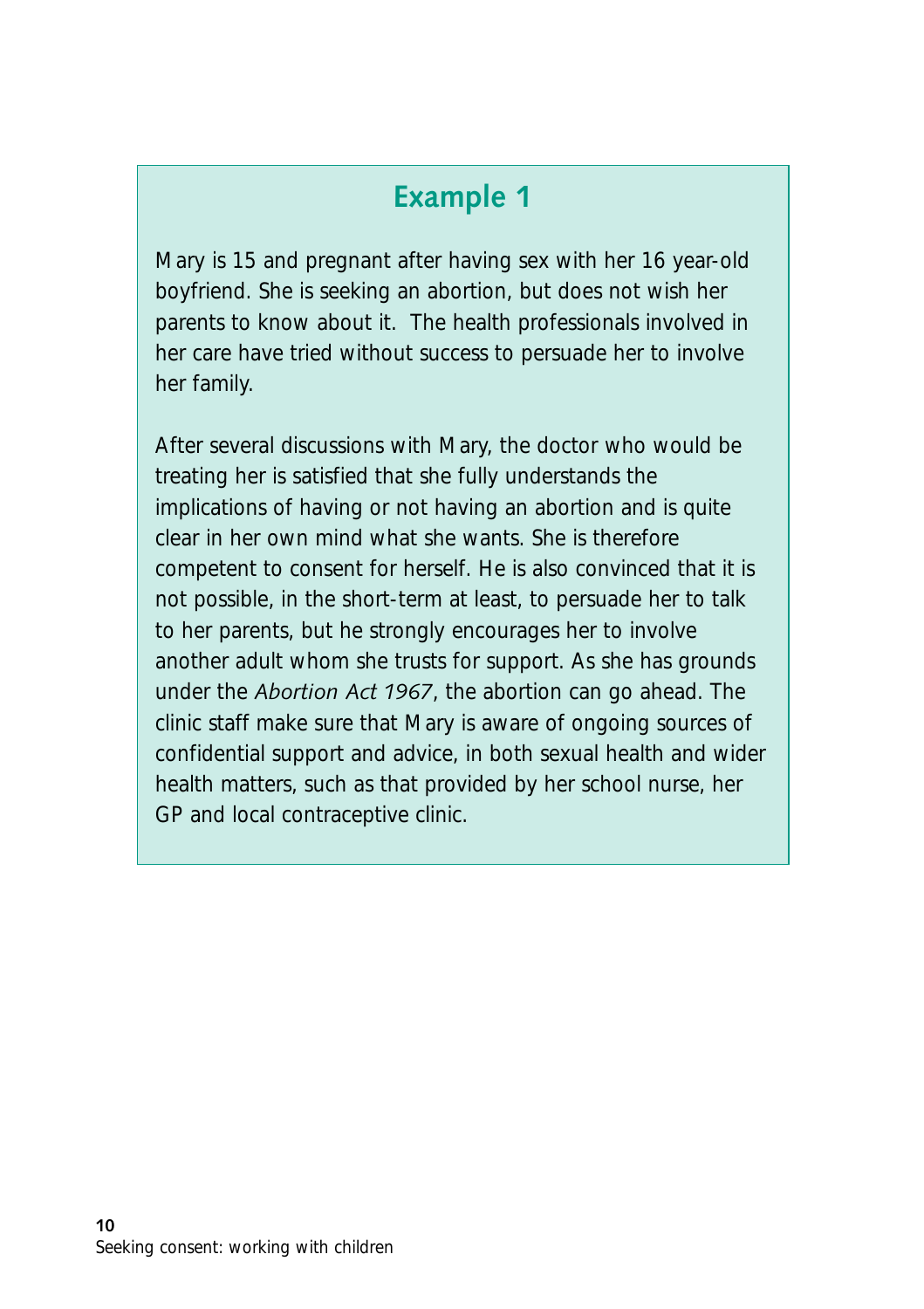## Example 1

Mary is 15 and pregnant after having sex with her 16 year-old boyfriend. She is seeking an abortion, but does not wish her parents to know about it. The health professionals involved in her care have tried without success to persuade her to involve her family.

After several discussions with Mary, the doctor who would be treating her is satisfied that she fully understands the implications of having or not having an abortion and is quite clear in her own mind what she wants. She is therefore competent to consent for herself. He is also convinced that it is not possible, in the short-term at least, to persuade her to talk to her parents, but he strongly encourages her to involve another adult whom she trusts for support. As she has grounds under the *Abortion Act 1967*, the abortion can go ahead. The clinic staff make sure that Mary is aware of ongoing sources of confidential support and advice, in both sexual health and wider health matters, such as that provided by her school nurse, her GP and local contraceptive clinic.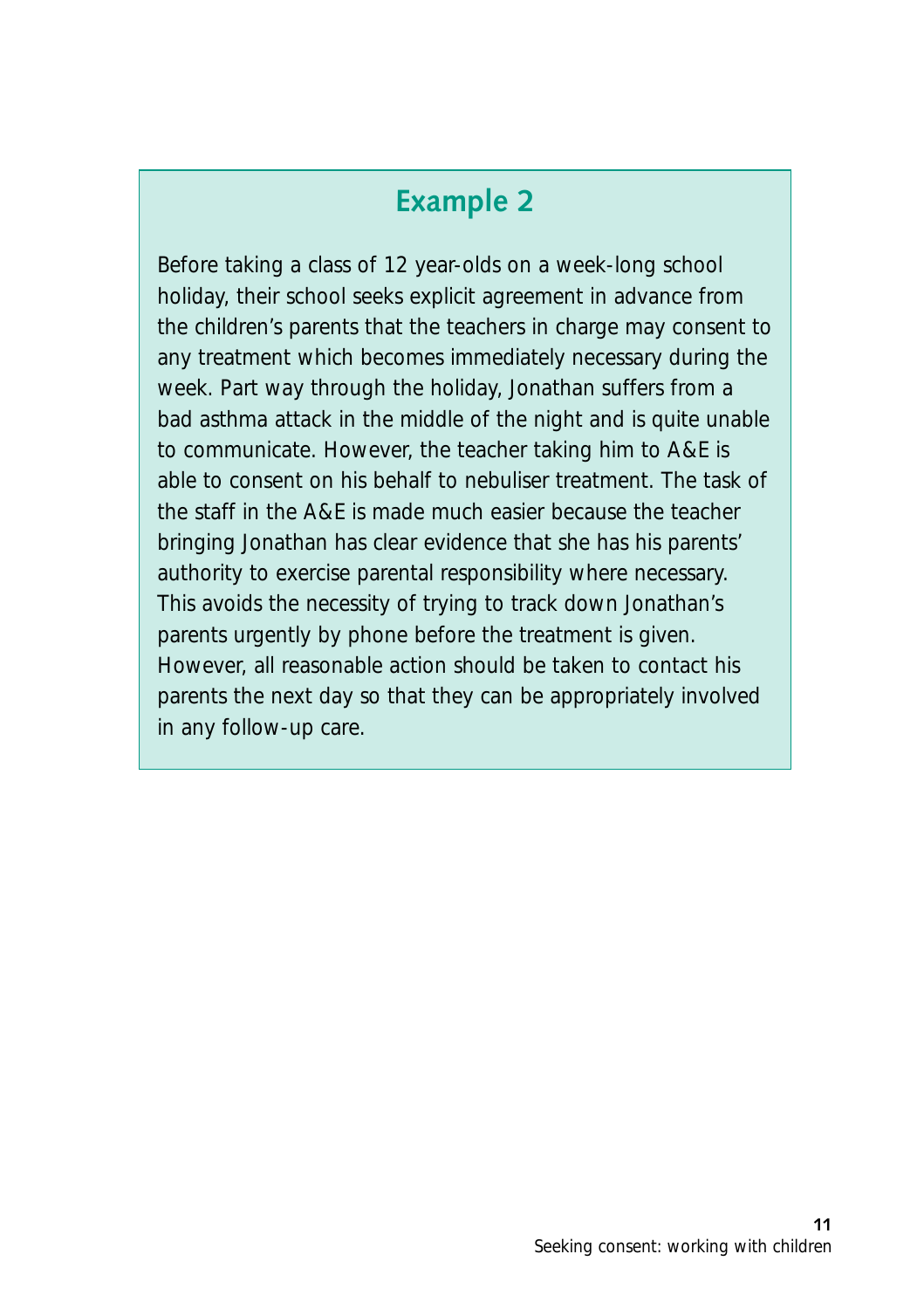## Example 2

Before taking a class of 12 year-olds on a week-long school holiday, their school seeks explicit agreement in advance from the children's parents that the teachers in charge may consent to any treatment which becomes immediately necessary during the week. Part way through the holiday, Jonathan suffers from a bad asthma attack in the middle of the night and is quite unable to communicate. However, the teacher taking him to A&E is able to consent on his behalf to nebuliser treatment. The task of the staff in the A&E is made much easier because the teacher bringing Jonathan has clear evidence that she has his parents' authority to exercise parental responsibility where necessary. This avoids the necessity of trying to track down Jonathan's parents urgently by phone before the treatment is given. However, all reasonable action should be taken to contact his parents the next day so that they can be appropriately involved in any follow-up care.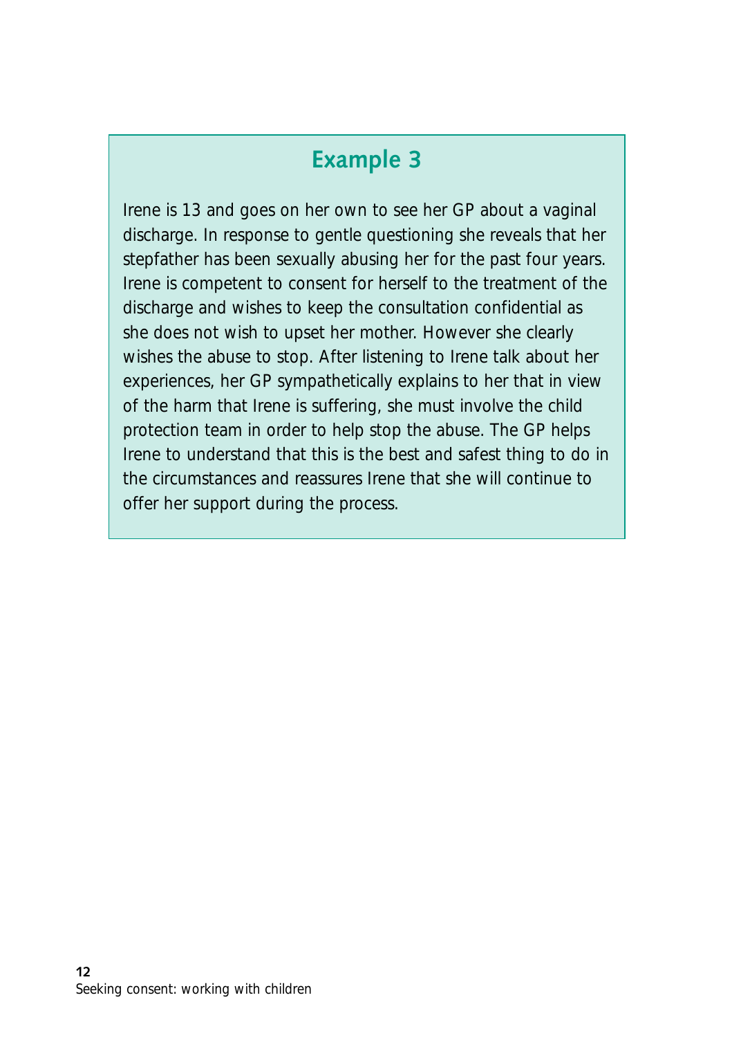## Example 3

Irene is 13 and goes on her own to see her GP about a vaginal discharge. In response to gentle questioning she reveals that her stepfather has been sexually abusing her for the past four years. Irene is competent to consent for herself to the treatment of the discharge and wishes to keep the consultation confidential as she does not wish to upset her mother. However she clearly wishes the abuse to stop. After listening to Irene talk about her experiences, her GP sympathetically explains to her that in view of the harm that Irene is suffering, she must involve the child protection team in order to help stop the abuse. The GP helps Irene to understand that this is the best and safest thing to do in the circumstances and reassures Irene that she will continue to offer her support during the process.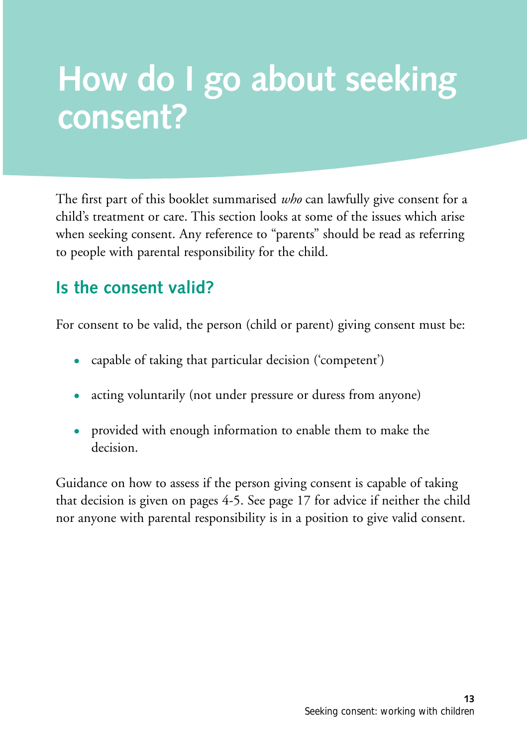# How do I go about seeking consent?

The first part of this booklet summarised *who* can lawfully give consent for a child's treatment or care. This section looks at some of the issues which arise when seeking consent. Any reference to "parents" should be read as referring to people with parental responsibility for the child.

## Is the consent valid?

For consent to be valid, the person (child or parent) giving consent must be:

- capable of taking that particular decision ('competent')
- acting voluntarily (not under pressure or duress from anyone)
- provided with enough information to enable them to make the decision.

Guidance on how to assess if the person giving consent is capable of taking that decision is given on pages 4-5. See page 17 for advice if neither the child nor anyone with parental responsibility is in a position to give valid consent.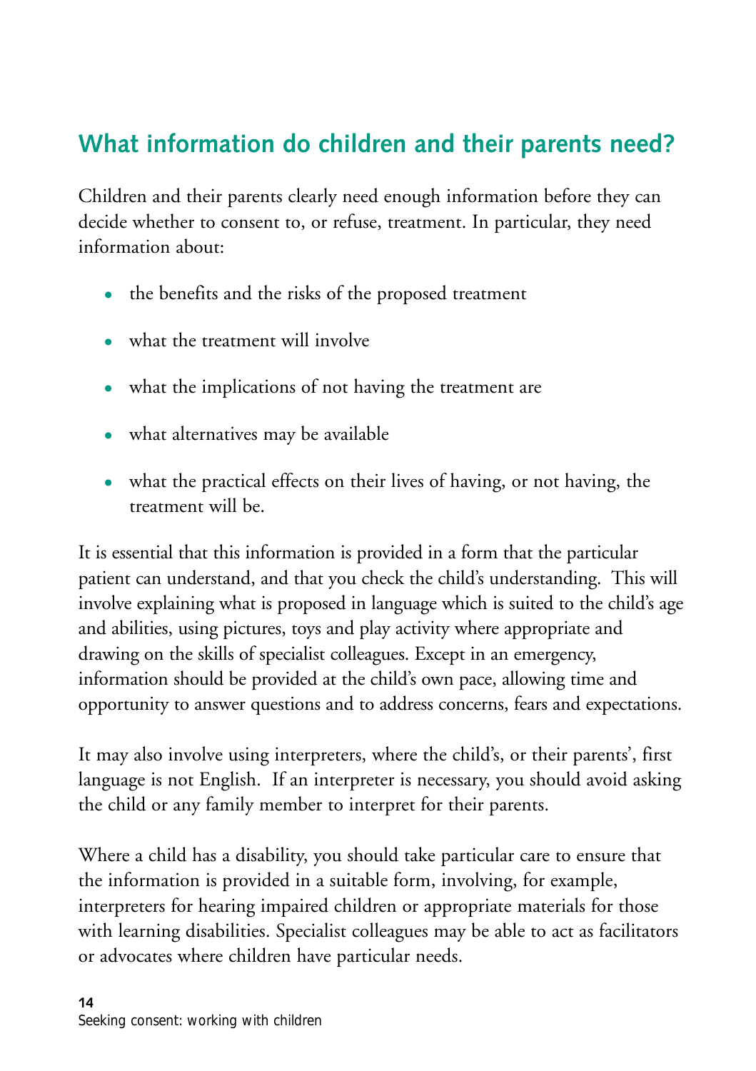## What information do children and their parents need?

Children and their parents clearly need enough information before they can decide whether to consent to, or refuse, treatment. In particular, they need information about:

- the benefits and the risks of the proposed treatment
- what the treatment will involve
- what the implications of not having the treatment are
- what alternatives may be available
- what the practical effects on their lives of having, or not having, the treatment will be.

It is essential that this information is provided in a form that the particular patient can understand, and that you check the child's understanding. This will involve explaining what is proposed in language which is suited to the child's age and abilities, using pictures, toys and play activity where appropriate and drawing on the skills of specialist colleagues. Except in an emergency, information should be provided at the child's own pace, allowing time and opportunity to answer questions and to address concerns, fears and expectations.

It may also involve using interpreters, where the child's, or their parents', first language is not English. If an interpreter is necessary, you should avoid asking the child or any family member to interpret for their parents.

Where a child has a disability, you should take particular care to ensure that the information is provided in a suitable form, involving, for example, interpreters for hearing impaired children or appropriate materials for those with learning disabilities. Specialist colleagues may be able to act as facilitators or advocates where children have particular needs.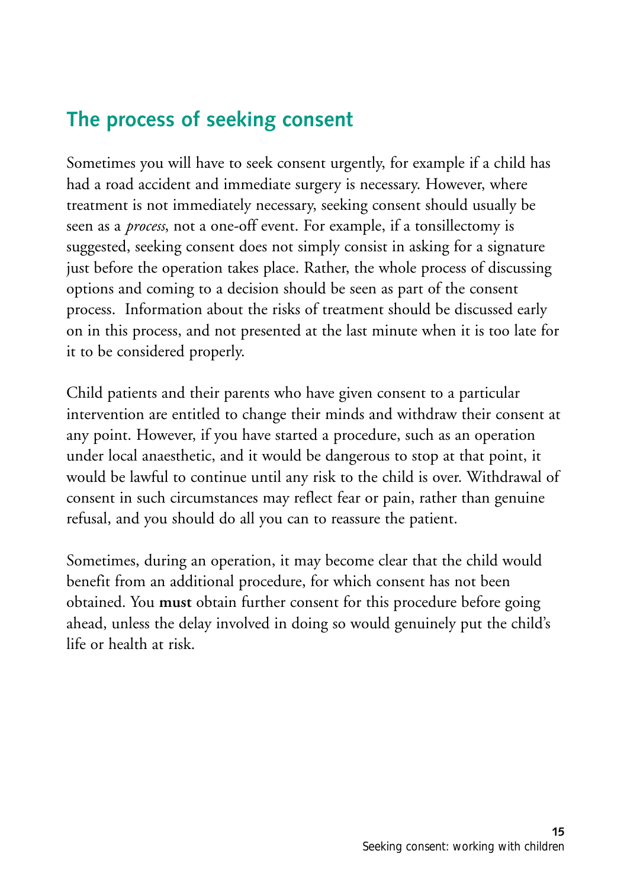## The process of seeking consent

Sometimes you will have to seek consent urgently, for example if a child has had a road accident and immediate surgery is necessary. However, where treatment is not immediately necessary, seeking consent should usually be seen as a *process*, not a one-off event. For example, if a tonsillectomy is suggested, seeking consent does not simply consist in asking for a signature just before the operation takes place. Rather, the whole process of discussing options and coming to a decision should be seen as part of the consent process. Information about the risks of treatment should be discussed early on in this process, and not presented at the last minute when it is too late for it to be considered properly.

Child patients and their parents who have given consent to a particular intervention are entitled to change their minds and withdraw their consent at any point. However, if you have started a procedure, such as an operation under local anaesthetic, and it would be dangerous to stop at that point, it would be lawful to continue until any risk to the child is over. Withdrawal of consent in such circumstances may reflect fear or pain, rather than genuine refusal, and you should do all you can to reassure the patient.

Sometimes, during an operation, it may become clear that the child would benefit from an additional procedure, for which consent has not been obtained. You **must** obtain further consent for this procedure before going ahead, unless the delay involved in doing so would genuinely put the child's life or health at risk.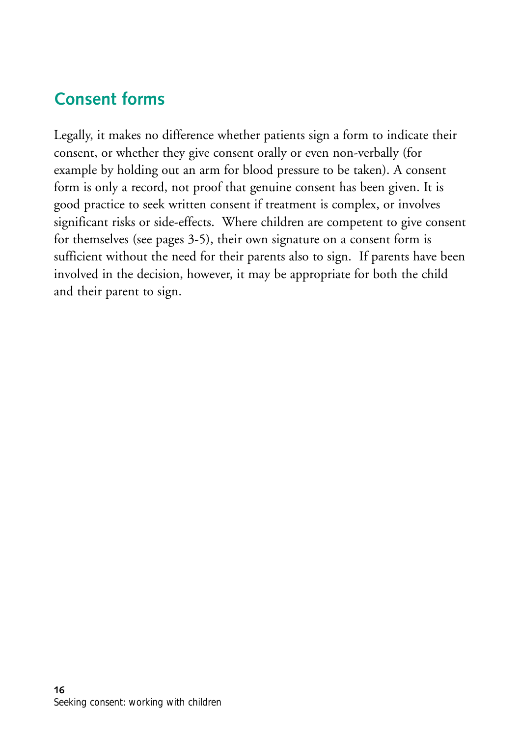## Consent forms

Legally, it makes no difference whether patients sign a form to indicate their consent, or whether they give consent orally or even non-verbally (for example by holding out an arm for blood pressure to be taken). A consent form is only a record, not proof that genuine consent has been given. It is good practice to seek written consent if treatment is complex, or involves significant risks or side-effects. Where children are competent to give consent for themselves (see pages 3-5), their own signature on a consent form is sufficient without the need for their parents also to sign. If parents have been involved in the decision, however, it may be appropriate for both the child and their parent to sign.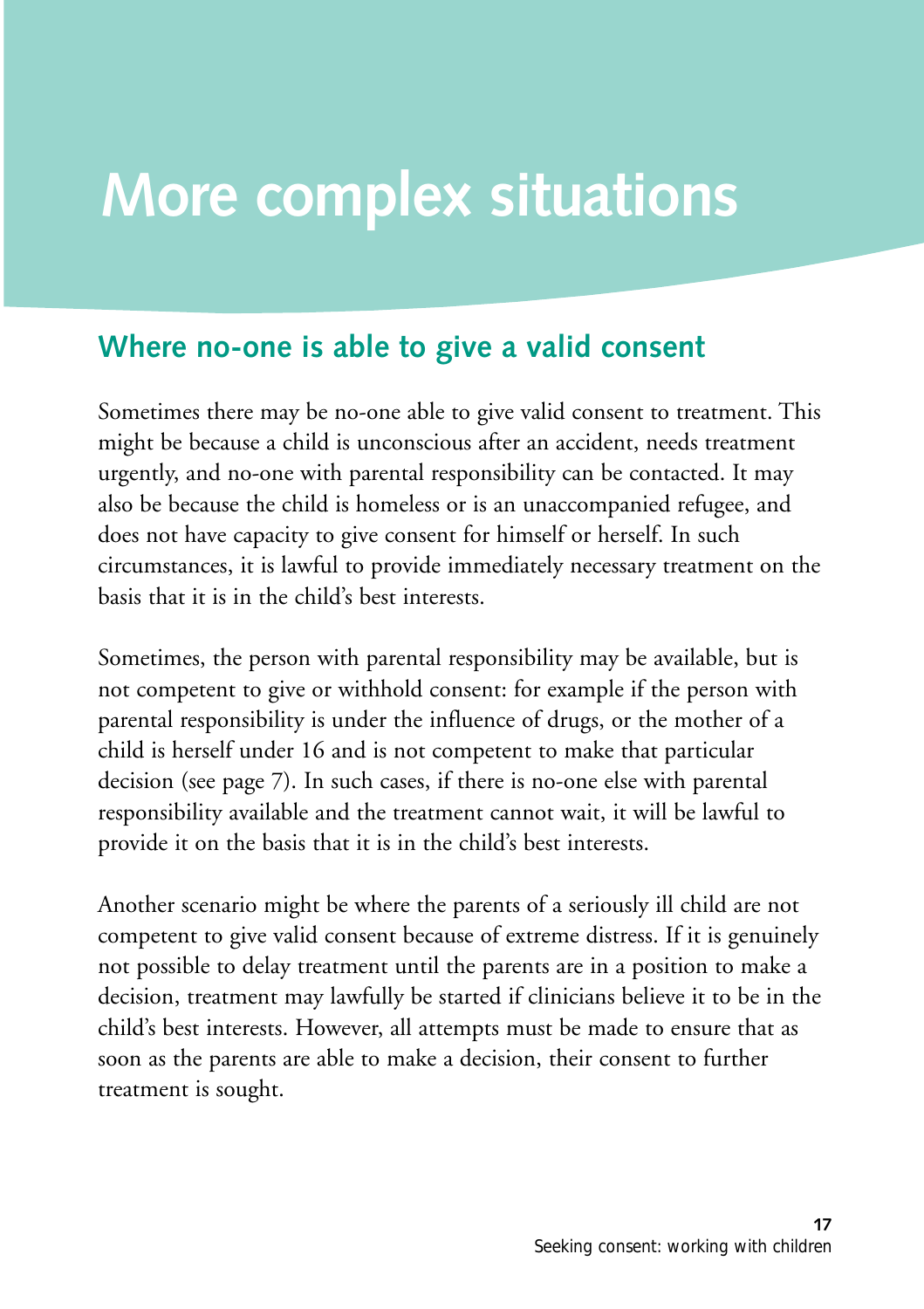# More complex situations

## Where no-one is able to give a valid consent

Sometimes there may be no-one able to give valid consent to treatment. This might be because a child is unconscious after an accident, needs treatment urgently, and no-one with parental responsibility can be contacted. It may also be because the child is homeless or is an unaccompanied refugee, and does not have capacity to give consent for himself or herself. In such circumstances, it is lawful to provide immediately necessary treatment on the basis that it is in the child's best interests.

Sometimes, the person with parental responsibility may be available, but is not competent to give or withhold consent: for example if the person with parental responsibility is under the influence of drugs, or the mother of a child is herself under 16 and is not competent to make that particular decision (see page 7). In such cases, if there is no-one else with parental responsibility available and the treatment cannot wait, it will be lawful to provide it on the basis that it is in the child's best interests.

Another scenario might be where the parents of a seriously ill child are not competent to give valid consent because of extreme distress. If it is genuinely not possible to delay treatment until the parents are in a position to make a decision, treatment may lawfully be started if clinicians believe it to be in the child's best interests. However, all attempts must be made to ensure that as soon as the parents are able to make a decision, their consent to further treatment is sought.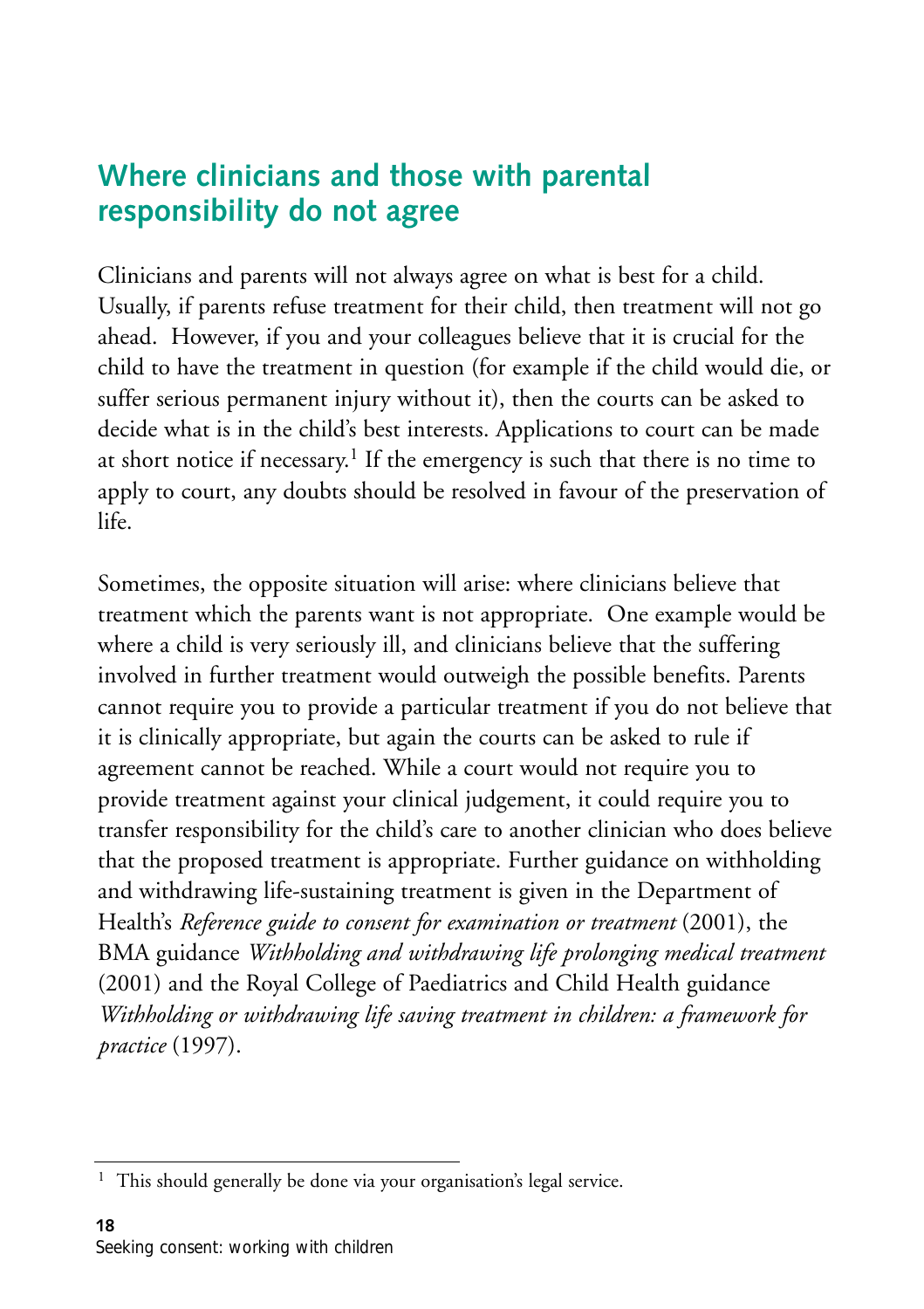## Where clinicians and those with parental responsibility do not agree

Clinicians and parents will not always agree on what is best for a child. Usually, if parents refuse treatment for their child, then treatment will not go ahead. However, if you and your colleagues believe that it is crucial for the child to have the treatment in question (for example if the child would die, or suffer serious permanent injury without it), then the courts can be asked to decide what is in the child's best interests. Applications to court can be made at short notice if necessary.[1] If the emergency is such that there is no time to apply to court, any doubts should be resolved in favour of the preservation of life.

Sometimes, the opposite situation will arise: where clinicians believe that treatment which the parents want is not appropriate. One example would be where a child is very seriously ill, and clinicians believe that the suffering involved in further treatment would outweigh the possible benefits. Parents cannot require you to provide a particular treatment if you do not believe that it is clinically appropriate, but again the courts can be asked to rule if agreement cannot be reached. While a court would not require you to provide treatment against your clinical judgement, it could require you to transfer responsibility for the child's care to another clinician who does believe that the proposed treatment is appropriate. Further guidance on withholding and withdrawing life-sustaining treatment is given in the Department of Health's *Reference guide to consent for examination or treatment* (2001), the BMA guidance *Withholding and withdrawing life prolonging medical treatment* (2001) and the Royal College of Paediatrics and Child Health guidance *Withholding or withdrawing life saving treatment in children: a framework for practice* (1997).

---

[1] This should generally be done via your organisation's legal service.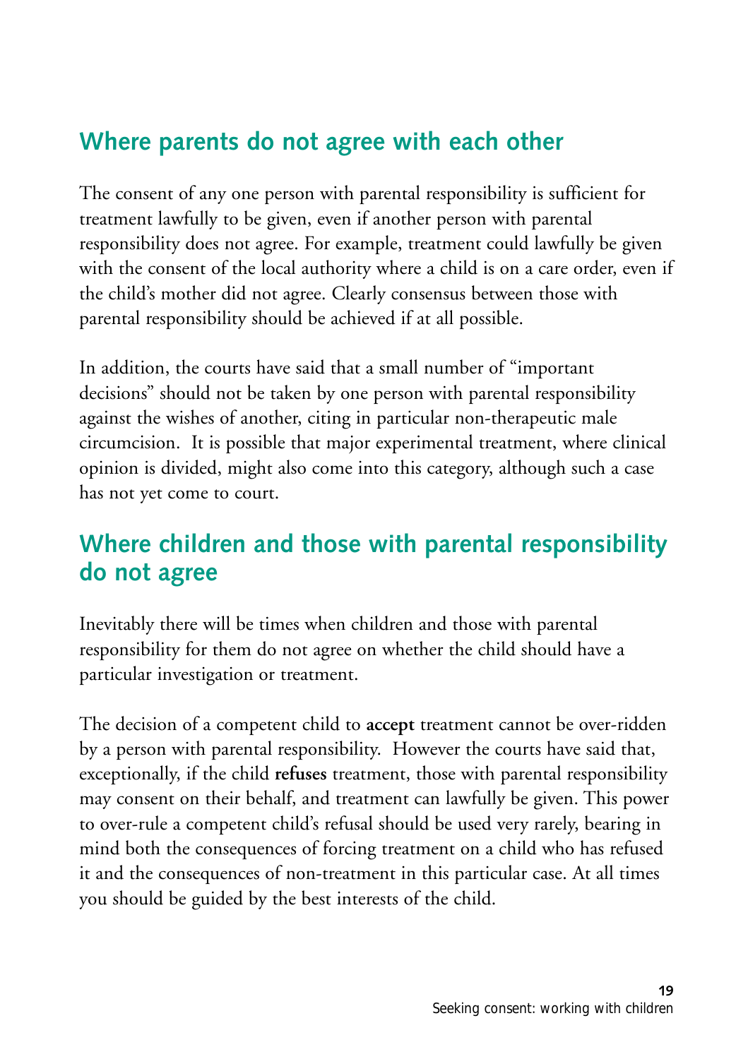## Where parents do not agree with each other

The consent of any one person with parental responsibility is sufficient for treatment lawfully to be given, even if another person with parental responsibility does not agree. For example, treatment could lawfully be given with the consent of the local authority where a child is on a care order, even if the child's mother did not agree. Clearly consensus between those with parental responsibility should be achieved if at all possible.

In addition, the courts have said that a small number of "important decisions" should not be taken by one person with parental responsibility against the wishes of another, citing in particular non-therapeutic male circumcision. It is possible that major experimental treatment, where clinical opinion is divided, might also come into this category, although such a case has not yet come to court.

## Where children and those with parental responsibility do not agree

Inevitably there will be times when children and those with parental responsibility for them do not agree on whether the child should have a particular investigation or treatment.

The decision of a competent child to **accept** treatment cannot be over-ridden by a person with parental responsibility. However the courts have said that, exceptionally, if the child **refuses** treatment, those with parental responsibility may consent on their behalf, and treatment can lawfully be given. This power to over-rule a competent child's refusal should be used very rarely, bearing in mind both the consequences of forcing treatment on a child who has refused it and the consequences of non-treatment in this particular case. At all times you should be guided by the best interests of the child.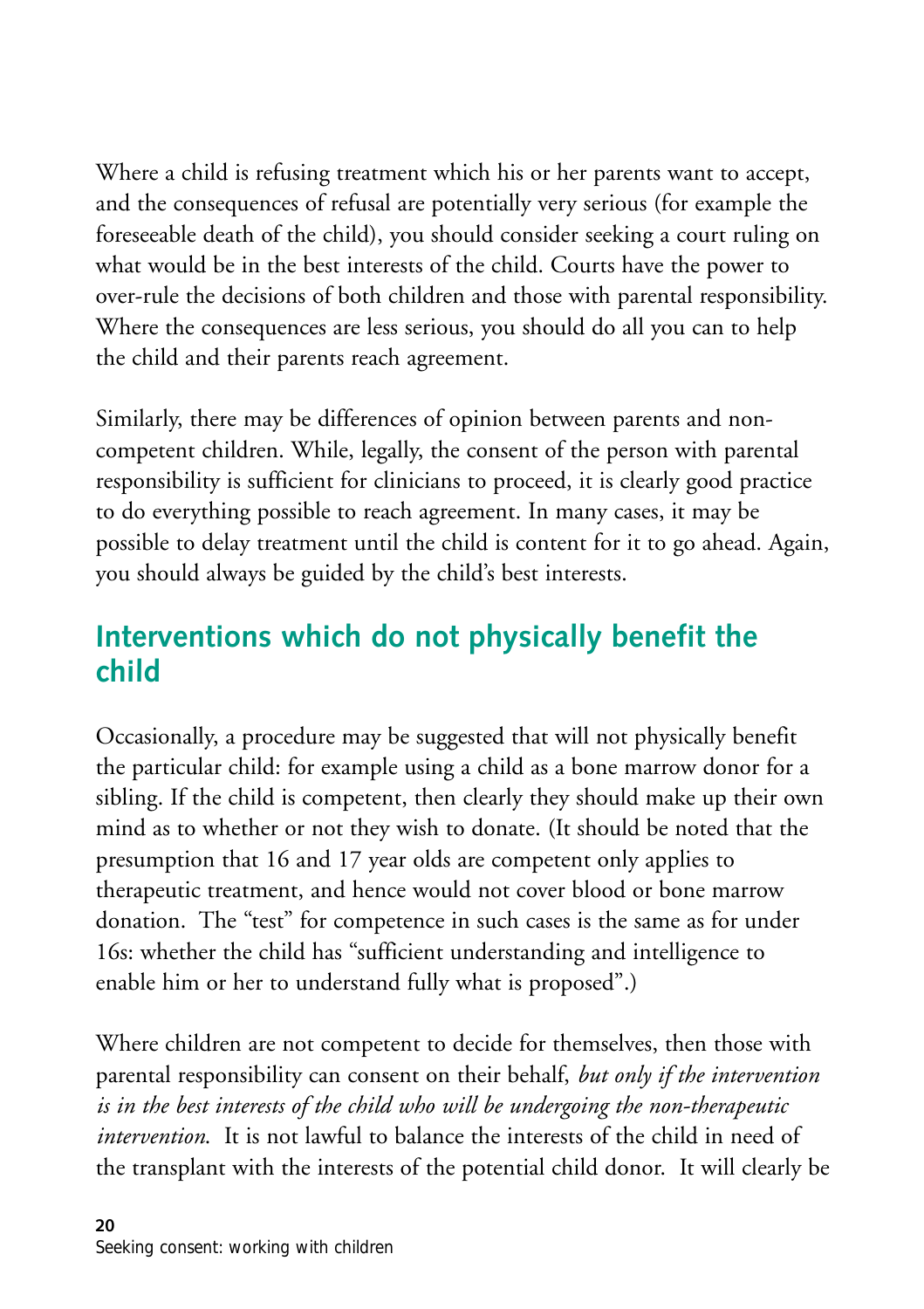Where a child is refusing treatment which his or her parents want to accept, and the consequences of refusal are potentially very serious (for example the foreseeable death of the child), you should consider seeking a court ruling on what would be in the best interests of the child. Courts have the power to over-rule the decisions of both children and those with parental responsibility. Where the consequences are less serious, you should do all you can to help the child and their parents reach agreement.

Similarly, there may be differences of opinion between parents and non-competent children. While, legally, the consent of the person with parental responsibility is sufficient for clinicians to proceed, it is clearly good practice to do everything possible to reach agreement. In many cases, it may be possible to delay treatment until the child is content for it to go ahead. Again, you should always be guided by the child's best interests.

## Interventions which do not physically benefit the child

Occasionally, a procedure may be suggested that will not physically benefit the particular child: for example using a child as a bone marrow donor for a sibling. If the child is competent, then clearly they should make up their own mind as to whether or not they wish to donate. (It should be noted that the presumption that 16 and 17 year olds are competent only applies to therapeutic treatment, and hence would not cover blood or bone marrow donation. The "test" for competence in such cases is the same as for under 16s: whether the child has "sufficient understanding and intelligence to enable him or her to understand fully what is proposed".)

Where children are not competent to decide for themselves, then those with parental responsibility can consent on their behalf, *but only if the intervention is in the best interests of the child who will be undergoing the non-therapeutic intervention.* It is not lawful to balance the interests of the child in need of the transplant with the interests of the potential child donor. It will clearly be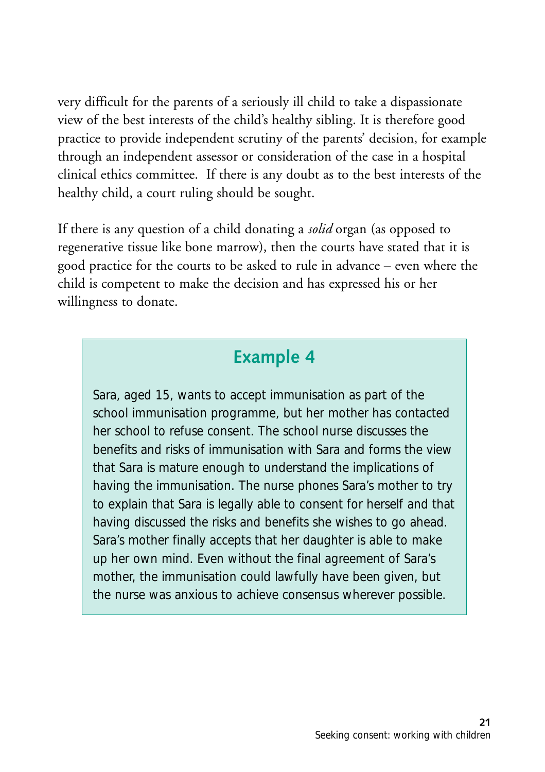very difficult for the parents of a seriously ill child to take a dispassionate view of the best interests of the child's healthy sibling. It is therefore good practice to provide independent scrutiny of the parents' decision, for example through an independent assessor or consideration of the case in a hospital clinical ethics committee. If there is any doubt as to the best interests of the healthy child, a court ruling should be sought.

If there is any question of a child donating a *solid* organ (as opposed to regenerative tissue like bone marrow), then the courts have stated that it is good practice for the courts to be asked to rule in advance – even where the child is competent to make the decision and has expressed his or her willingness to donate.

## Example 4

Sara, aged 15, wants to accept immunisation as part of the school immunisation programme, but her mother has contacted her school to refuse consent. The school nurse discusses the benefits and risks of immunisation with Sara and forms the view that Sara is mature enough to understand the implications of having the immunisation. The nurse phones Sara's mother to try to explain that Sara is legally able to consent for herself and that having discussed the risks and benefits she wishes to go ahead. Sara's mother finally accepts that her daughter is able to make up her own mind. Even without the final agreement of Sara's mother, the immunisation could lawfully have been given, but the nurse was anxious to achieve consensus wherever possible.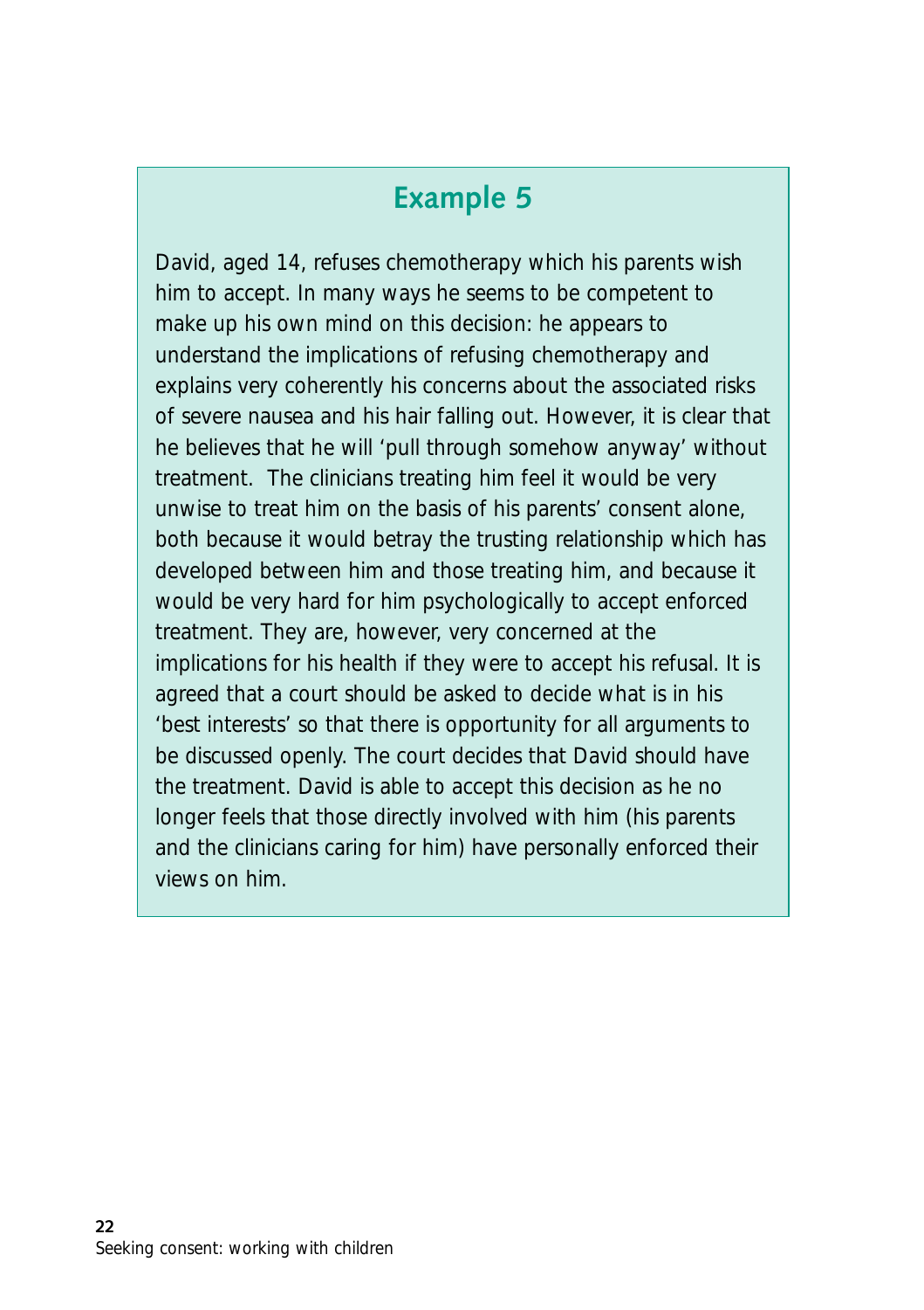## Example 5

David, aged 14, refuses chemotherapy which his parents wish him to accept. In many ways he seems to be competent to make up his own mind on this decision: he appears to understand the implications of refusing chemotherapy and explains very coherently his concerns about the associated risks of severe nausea and his hair falling out. However, it is clear that he believes that he will 'pull through somehow anyway' without treatment. The clinicians treating him feel it would be very unwise to treat him on the basis of his parents' consent alone, both because it would betray the trusting relationship which has developed between him and those treating him, and because it would be very hard for him psychologically to accept enforced treatment. They are, however, very concerned at the implications for his health if they were to accept his refusal. It is agreed that a court should be asked to decide what is in his 'best interests' so that there is opportunity for all arguments to be discussed openly. The court decides that David should have the treatment. David is able to accept this decision as he no longer feels that those directly involved with him (his parents and the clinicians caring for him) have personally enforced their views on him.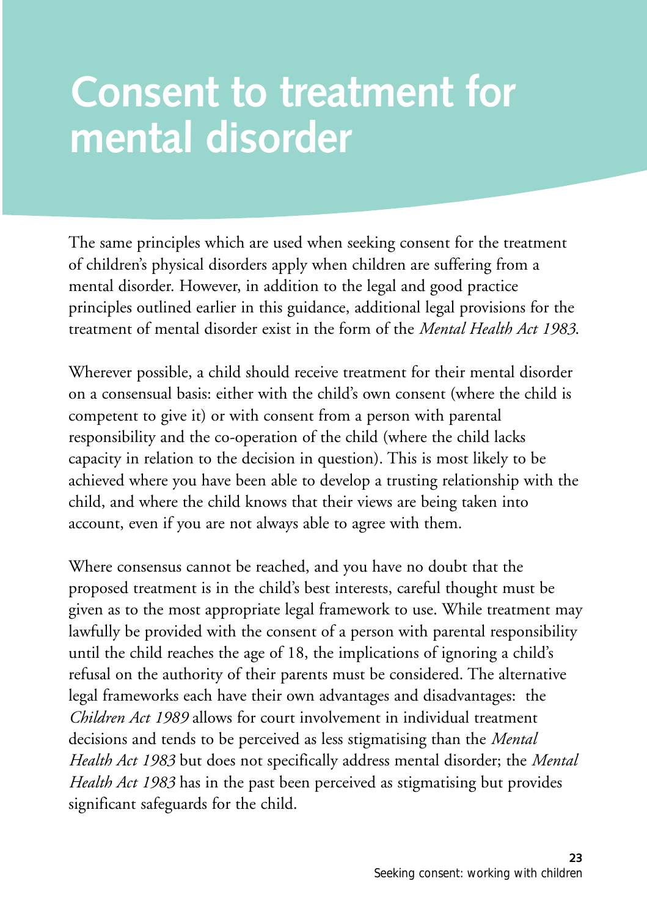# Consent to treatment for mental disorder

The same principles which are used when seeking consent for the treatment of children's physical disorders apply when children are suffering from a mental disorder. However, in addition to the legal and good practice principles outlined earlier in this guidance, additional legal provisions for the treatment of mental disorder exist in the form of the *Mental Health Act 1983*.

Wherever possible, a child should receive treatment for their mental disorder on a consensual basis: either with the child's own consent (where the child is competent to give it) or with consent from a person with parental responsibility and the co-operation of the child (where the child lacks capacity in relation to the decision in question). This is most likely to be achieved where you have been able to develop a trusting relationship with the child, and where the child knows that their views are being taken into account, even if you are not always able to agree with them.

Where consensus cannot be reached, and you have no doubt that the proposed treatment is in the child's best interests, careful thought must be given as to the most appropriate legal framework to use. While treatment may lawfully be provided with the consent of a person with parental responsibility until the child reaches the age of 18, the implications of ignoring a child's refusal on the authority of their parents must be considered. The alternative legal frameworks each have their own advantages and disadvantages: the *Children Act 1989* allows for court involvement in individual treatment decisions and tends to be perceived as less stigmatising than the *Mental Health Act 1983* but does not specifically address mental disorder; the *Mental Health Act 1983* has in the past been perceived as stigmatising but provides significant safeguards for the child.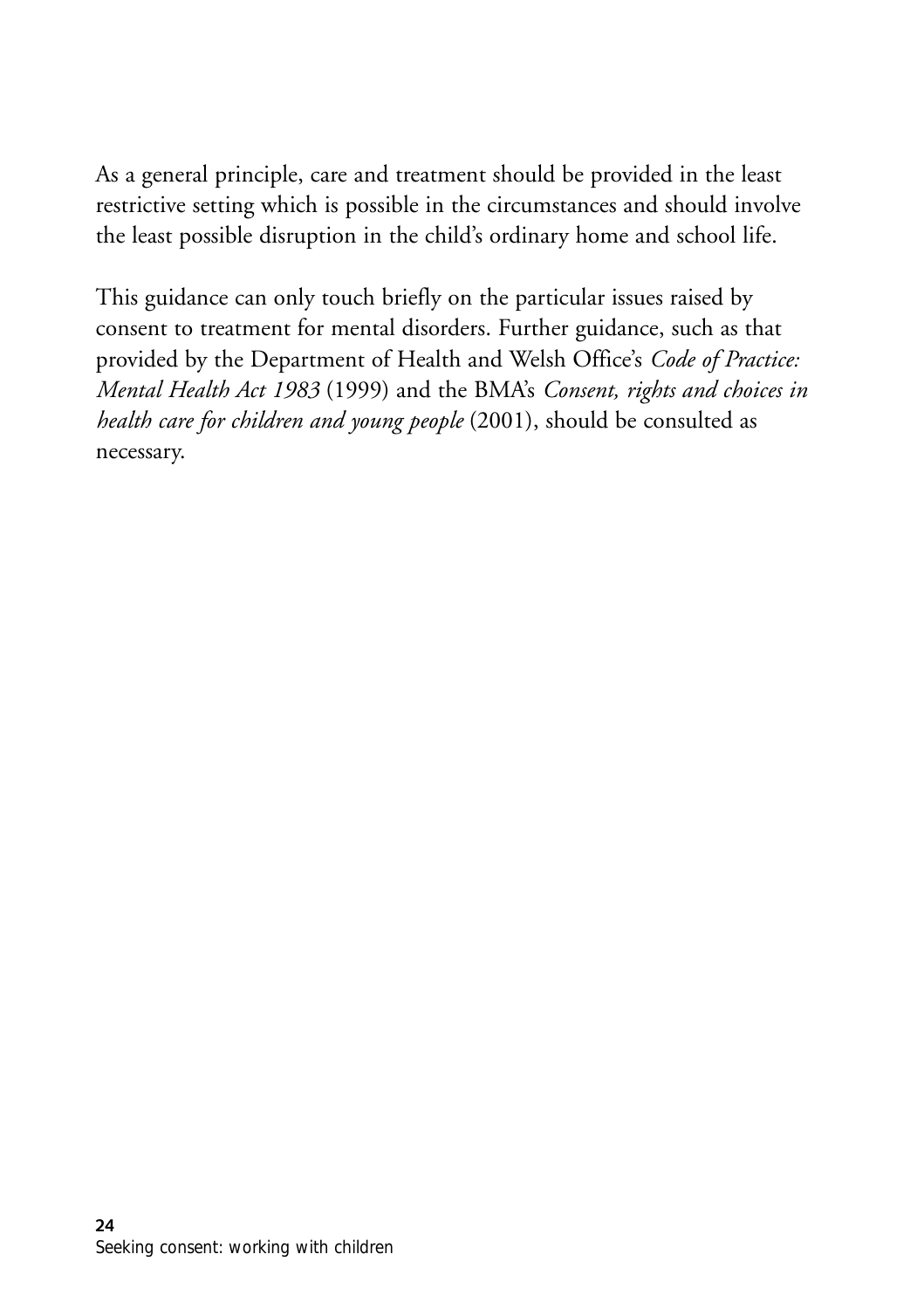As a general principle, care and treatment should be provided in the least restrictive setting which is possible in the circumstances and should involve the least possible disruption in the child's ordinary home and school life.

This guidance can only touch briefly on the particular issues raised by consent to treatment for mental disorders. Further guidance, such as that provided by the Department of Health and Welsh Office's *Code of Practice: Mental Health Act 1983* (1999) and the BMA's *Consent, rights and choices in health care for children and young people* (2001), should be consulted as necessary.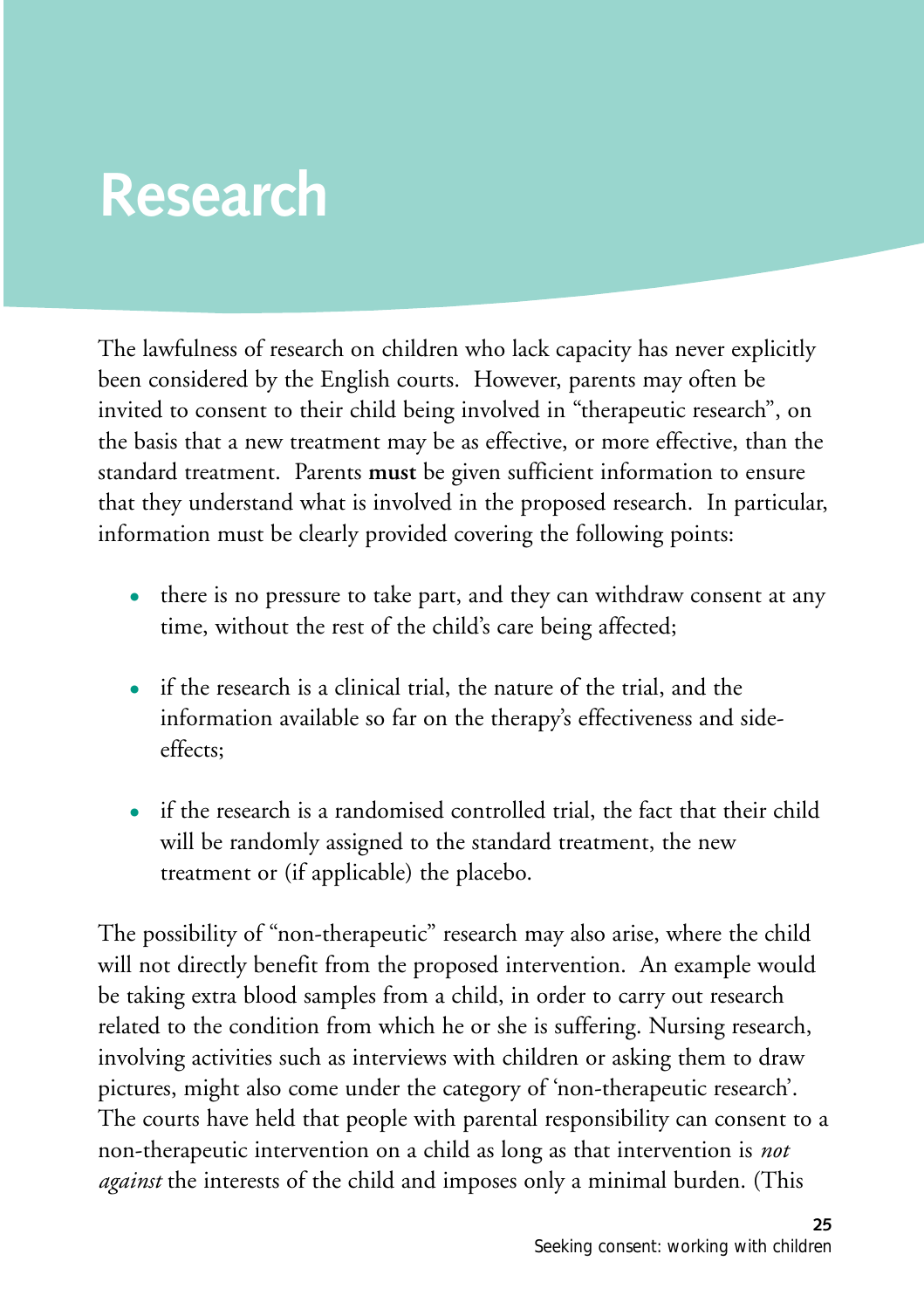# Research

The lawfulness of research on children who lack capacity has never explicitly been considered by the English courts. However, parents may often be invited to consent to their child being involved in "therapeutic research", on the basis that a new treatment may be as effective, or more effective, than the standard treatment. Parents **must** be given sufficient information to ensure that they understand what is involved in the proposed research. In particular, information must be clearly provided covering the following points:

- there is no pressure to take part, and they can withdraw consent at any time, without the rest of the child's care being affected;
- if the research is a clinical trial, the nature of the trial, and the information available so far on the therapy's effectiveness and side-effects;
- if the research is a randomised controlled trial, the fact that their child will be randomly assigned to the standard treatment, the new treatment or (if applicable) the placebo.

The possibility of "non-therapeutic" research may also arise, where the child will not directly benefit from the proposed intervention. An example would be taking extra blood samples from a child, in order to carry out research related to the condition from which he or she is suffering. Nursing research, involving activities such as interviews with children or asking them to draw pictures, might also come under the category of 'non-therapeutic research'. The courts have held that people with parental responsibility can consent to a non-therapeutic intervention on a child as long as that intervention is *not against* the interests of the child and imposes only a minimal burden. (This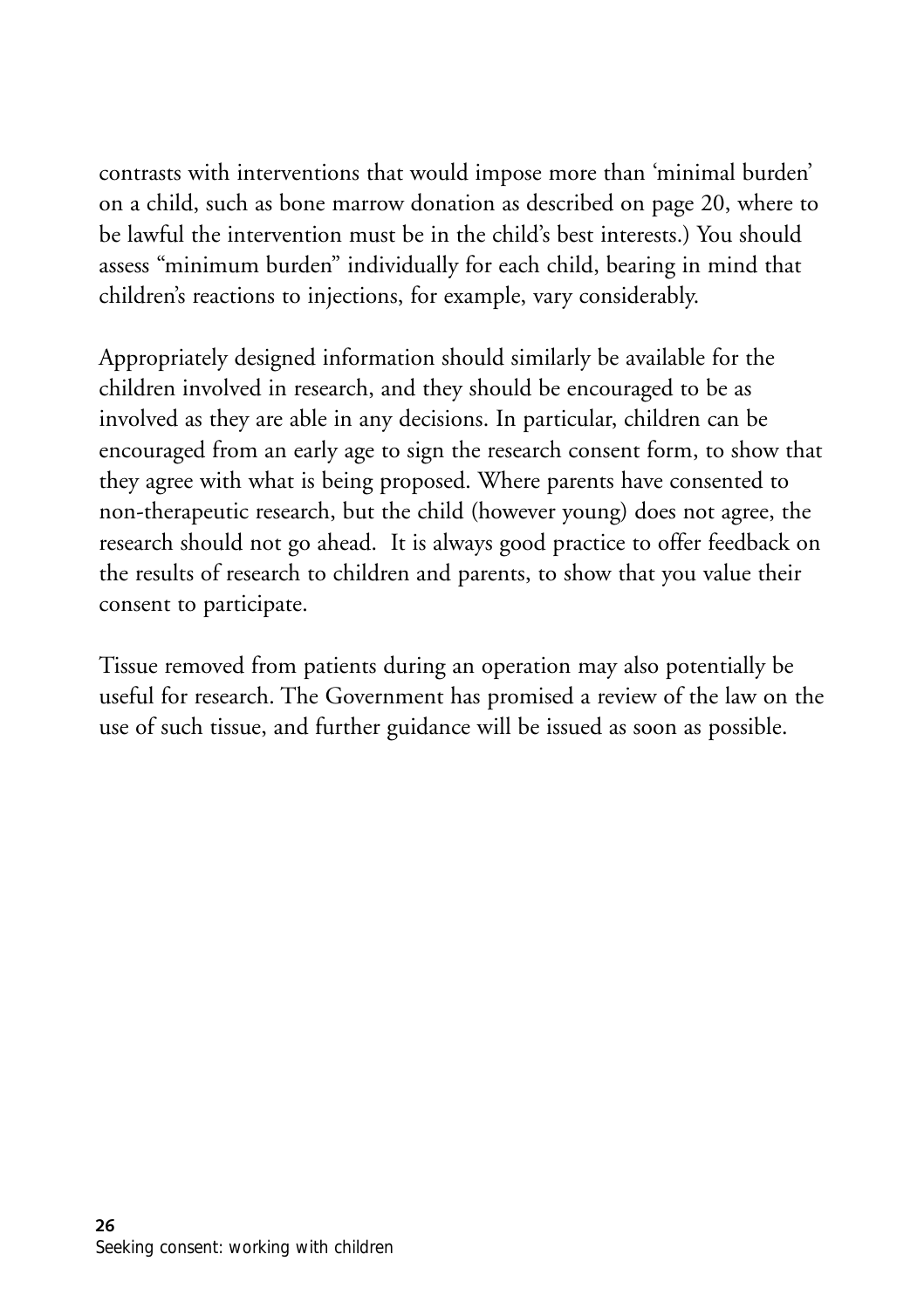contrasts with interventions that would impose more than 'minimal burden' on a child, such as bone marrow donation as described on page 20, where to be lawful the intervention must be in the child's best interests.) You should assess "minimum burden" individually for each child, bearing in mind that children's reactions to injections, for example, vary considerably.

Appropriately designed information should similarly be available for the children involved in research, and they should be encouraged to be as involved as they are able in any decisions. In particular, children can be encouraged from an early age to sign the research consent form, to show that they agree with what is being proposed. Where parents have consented to non-therapeutic research, but the child (however young) does not agree, the research should not go ahead. It is always good practice to offer feedback on the results of research to children and parents, to show that you value their consent to participate.

Tissue removed from patients during an operation may also potentially be useful for research. The Government has promised a review of the law on the use of such tissue, and further guidance will be issued as soon as possible.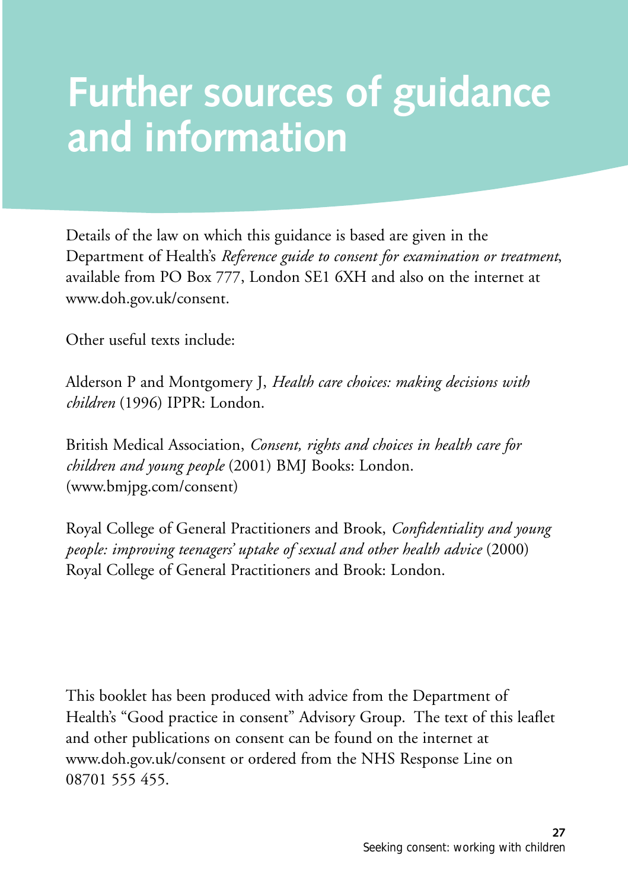# Further sources of guidance and information

Details of the law on which this guidance is based are given in the Department of Health's *Reference guide to consent for examination or treatment*, available from PO Box 777, London SE1 6XH and also on the internet at www.doh.gov.uk/consent.

Other useful texts include:

Alderson P and Montgomery J, *Health care choices: making decisions with children* (1996) IPPR: London.

British Medical Association, *Consent, rights and choices in health care for children and young people* (2001) BMJ Books: London. (www.bmjpg.com/consent)

Royal College of General Practitioners and Brook, *Confidentiality and young people: improving teenagers' uptake of sexual and other health advice* (2000) Royal College of General Practitioners and Brook: London.

This booklet has been produced with advice from the Department of Health's "Good practice in consent" Advisory Group. The text of this leaflet and other publications on consent can be found on the internet at www.doh.gov.uk/consent or ordered from the NHS Response Line on 08701 555 455.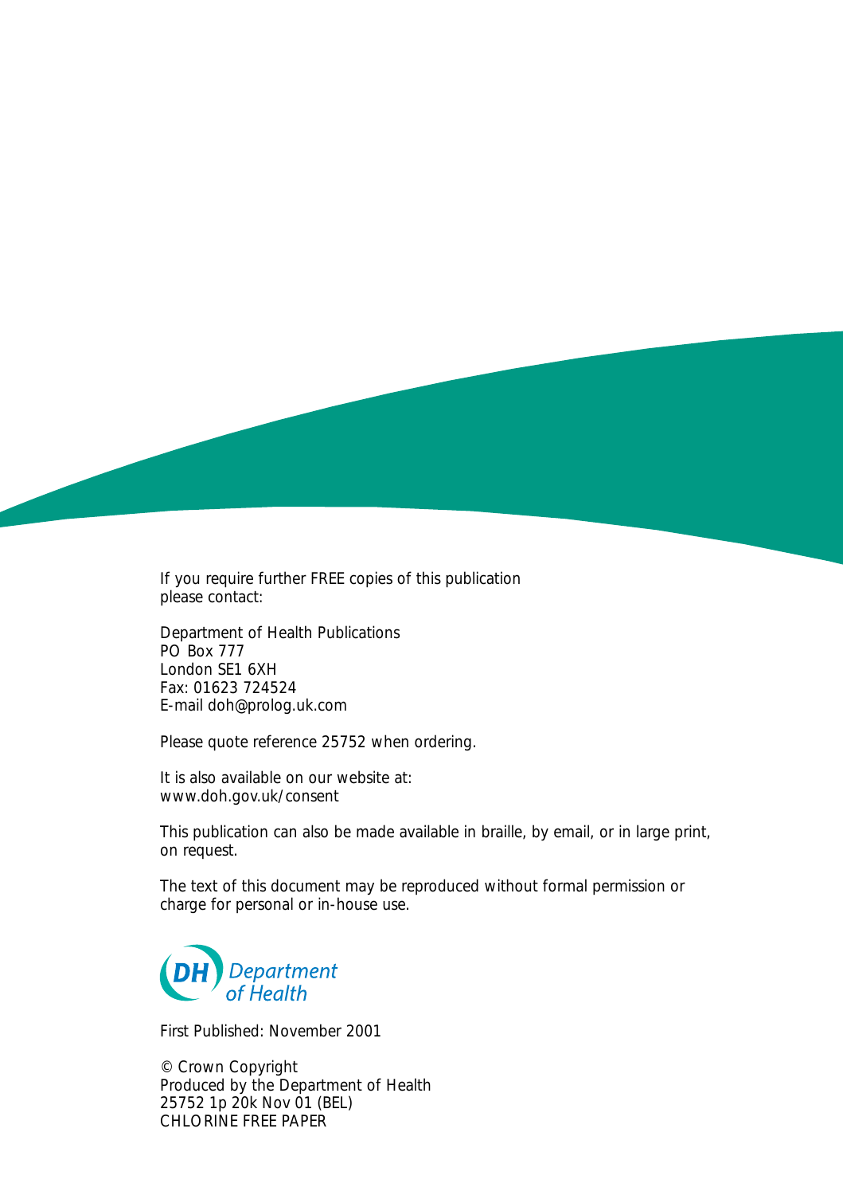If you require further FREE copies of this publication please contact:

Department of Health Publications
PO Box 777
London SE1 6XH
Fax: 01623 724524
E-mail doh@prolog.uk.com

Please quote reference 25752 when ordering.

It is also available on our website at:
www.doh.gov.uk/consent

This publication can also be made available in braille, by email, or in large print, on request.

The text of this document may be reproduced without formal permission or charge for personal or in-house use.

DH Department of Health

First Published: November 2001

© Crown Copyright
Produced by the Department of Health
25752 1p 20k Nov 01 (BEL)
CHLORINE FREE PAPER